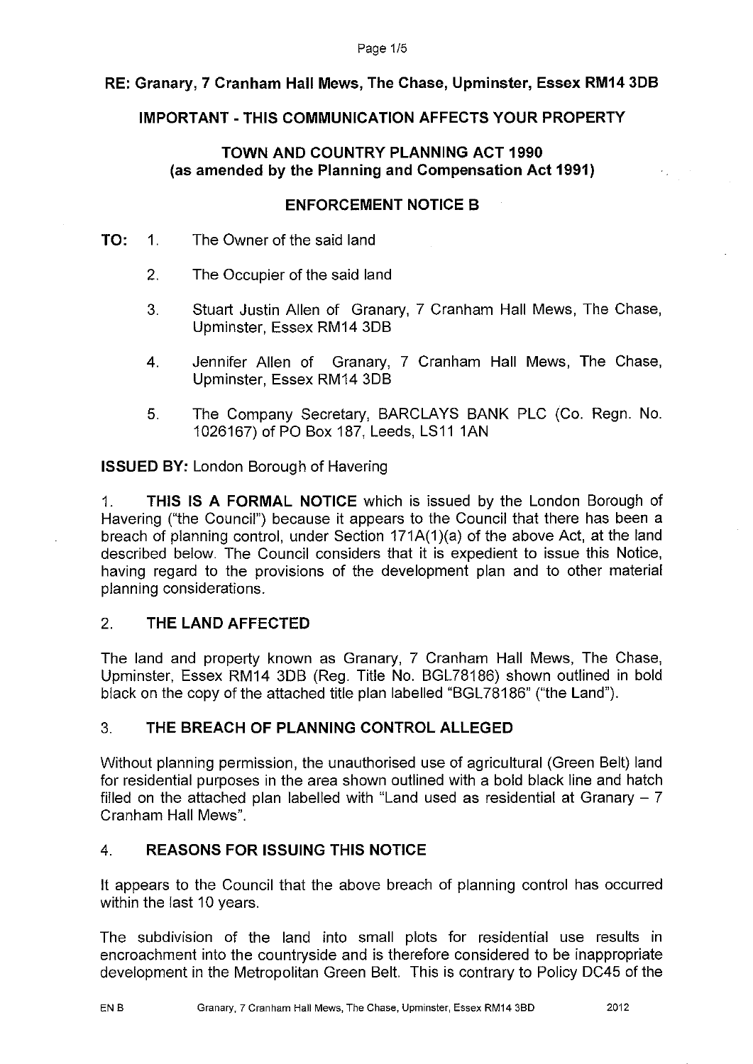**RE: Granary, 7 Cranham Hall Mews, The Chase, Upminster, Essex RM14 3DB**

**IMPORTANT - THIS COMMUNICATION AFFECTS YOUR PROPERTY**

**TOWN AND COUNTRY PLANNING ACT 1990**
**(as amended by the Planning and Compensation Act 1991)**

**ENFORCEMENT NOTICE B**

**TO:**

1. The Owner of the said land
2. The Occupier of the said land
3. Stuart Justin Allen of Granary, 7 Cranham Hall Mews, The Chase, Upminster, Essex RM14 3DB
4. Jennifer Allen of Granary, 7 Cranham Hall Mews, The Chase, Upminster, Essex RM14 3DB
5. The Company Secretary, BARCLAYS BANK PLC (Co. Regn. No. 1026167) of PO Box 187, Leeds, LS11 1AN

**ISSUED BY:** London Borough of Havering

1. **THIS IS A FORMAL NOTICE** which is issued by the London Borough of Havering ("the Council") because it appears to the Council that there has been a breach of planning control, under Section 171A(1)(a) of the above Act, at the land described below. The Council considers that it is expedient to issue this Notice, having regard to the provisions of the development plan and to other material planning considerations.

## 2. THE LAND AFFECTED

The land and property known as Granary, 7 Cranham Hall Mews, The Chase, Upminster, Essex RM14 3DB (Reg. Title No. BGL78186) shown outlined in bold black on the copy of the attached title plan labelled "BGL78186" ("the Land").

## 3. THE BREACH OF PLANNING CONTROL ALLEGED

Without planning permission, the unauthorised use of agricultural (Green Belt) land for residential purposes in the area shown outlined with a bold black line and hatch filled on the attached plan labelled with "Land used as residential at Granary – 7 Cranham Hall Mews".

## 4. REASONS FOR ISSUING THIS NOTICE

It appears to the Council that the above breach of planning control has occurred within the last 10 years.

The subdivision of the land into small plots for residential use results in encroachment into the countryside and is therefore considered to be inappropriate development in the Metropolitan Green Belt. This is contrary to Policy DC45 of the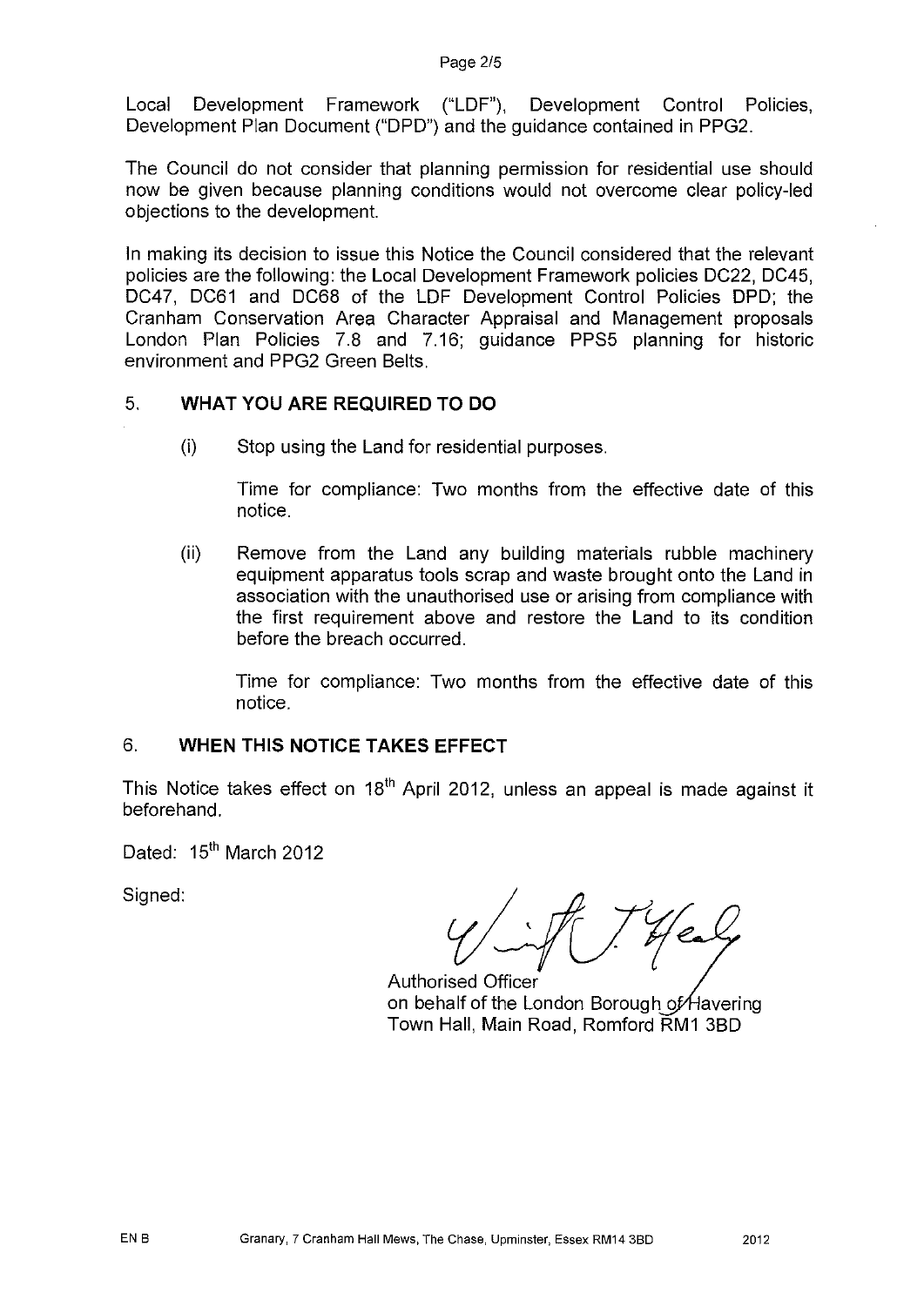Local Development Framework ("LDF"), Development Control Policies, Development Plan Document ("DPD") and the guidance contained in PPG2.

The Council do not consider that planning permission for residential use should now be given because planning conditions would not overcome clear policy-led objections to the development.

In making its decision to issue this Notice the Council considered that the relevant policies are the following: the Local Development Framework policies DC22, DC45, DC47, DC61 and DC68 of the LDF Development Control Policies DPD; the Cranham Conservation Area Character Appraisal and Management proposals London Plan Policies 7.8 and 7.16; guidance PPS5 planning for historic environment and PPG2 Green Belts.

## 5. WHAT YOU ARE REQUIRED TO DO

(i) Stop using the Land for residential purposes.

Time for compliance: Two months from the effective date of this notice.

(ii) Remove from the Land any building materials rubble machinery equipment apparatus tools scrap and waste brought onto the Land in association with the unauthorised use or arising from compliance with the first requirement above and restore the Land to its condition before the breach occurred.

Time for compliance: Two months from the effective date of this notice.

## 6. WHEN THIS NOTICE TAKES EFFECT

This Notice takes effect on 18th April 2012, unless an appeal is made against it beforehand.

Dated: 15th March 2012

Signed:

Authorised Officer
on behalf of the London Borough of Havering
Town Hall, Main Road, Romford RM1 3BD

EN B Granary, 7 Cranham Hall Mews, The Chase, Upminster, Essex RM14 3BD 2012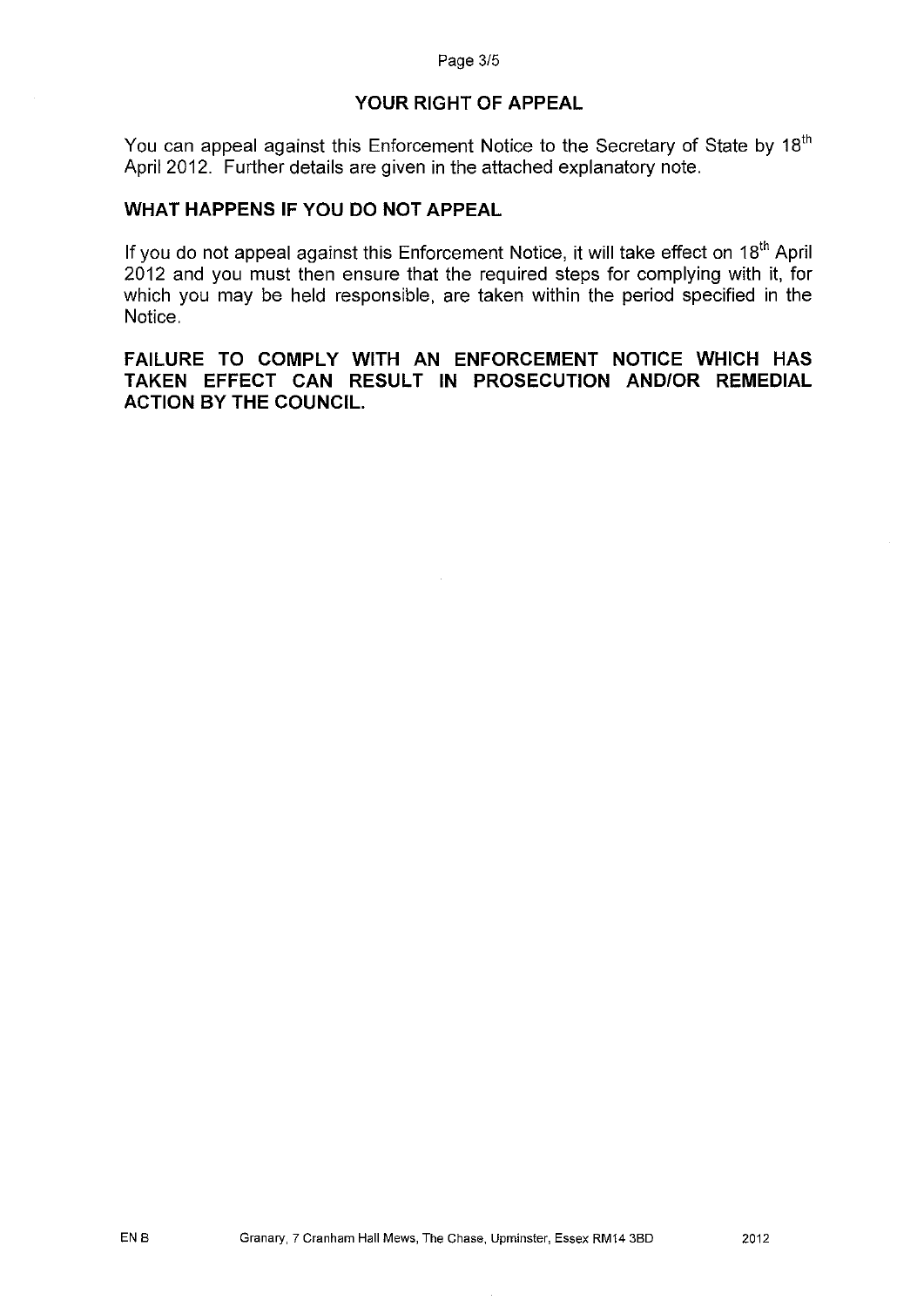## YOUR RIGHT OF APPEAL

You can appeal against this Enforcement Notice to the Secretary of State by 18th April 2012. Further details are given in the attached explanatory note.

## WHAT HAPPENS IF YOU DO NOT APPEAL

If you do not appeal against this Enforcement Notice, it will take effect on 18th April 2012 and you must then ensure that the required steps for complying with it, for which you may be held responsible, are taken within the period specified in the Notice.

**FAILURE TO COMPLY WITH AN ENFORCEMENT NOTICE WHICH HAS TAKEN EFFECT CAN RESULT IN PROSECUTION AND/OR REMEDIAL ACTION BY THE COUNCIL.**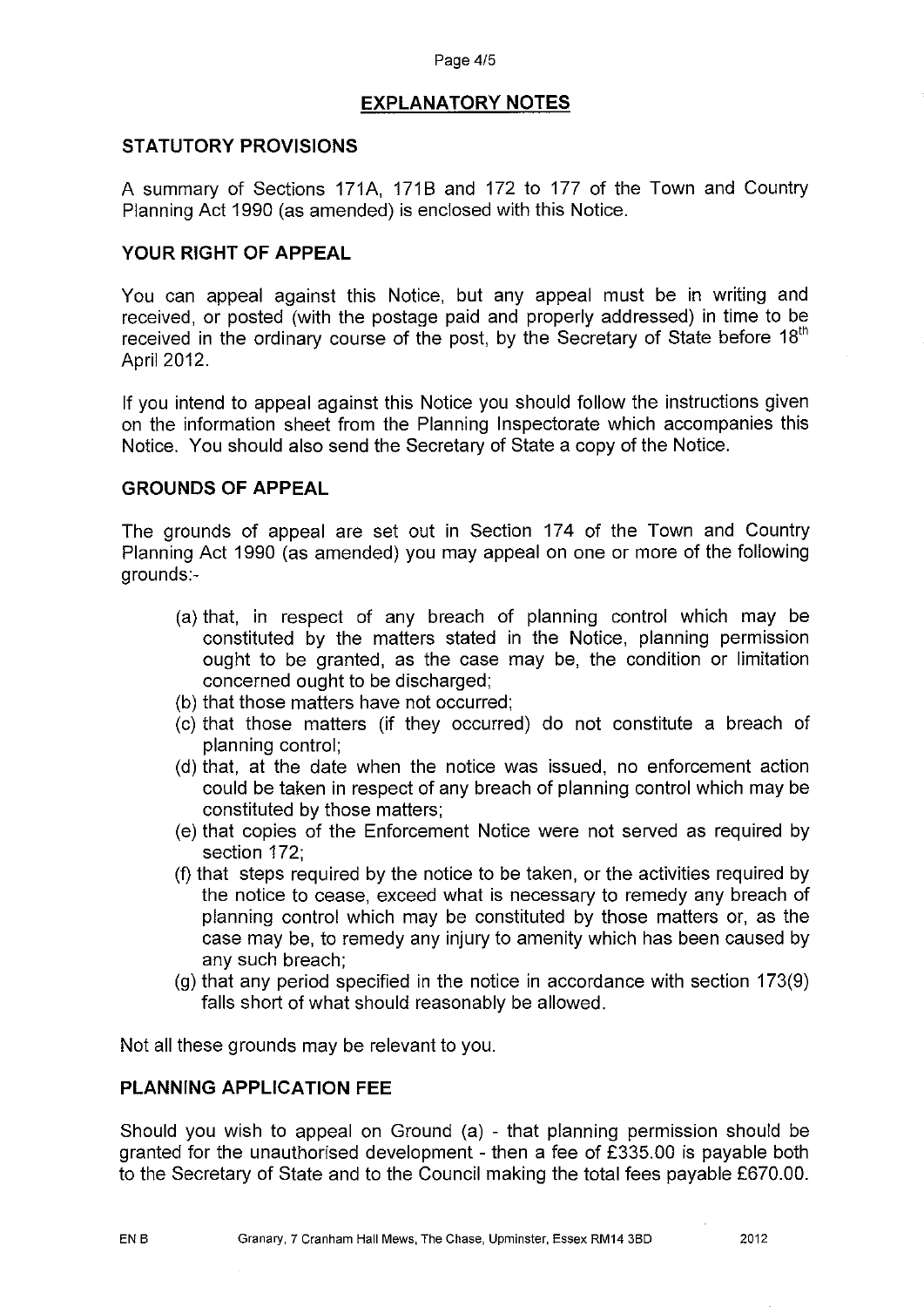## EXPLANATORY NOTES

### STATUTORY PROVISIONS

A summary of Sections 171A, 171B and 172 to 177 of the Town and Country Planning Act 1990 (as amended) is enclosed with this Notice.

### YOUR RIGHT OF APPEAL

You can appeal against this Notice, but any appeal must be in writing and received, or posted (with the postage paid and properly addressed) in time to be received in the ordinary course of the post, by the Secretary of State before 18th April 2012.

If you intend to appeal against this Notice you should follow the instructions given on the information sheet from the Planning Inspectorate which accompanies this Notice. You should also send the Secretary of State a copy of the Notice.

### GROUNDS OF APPEAL

The grounds of appeal are set out in Section 174 of the Town and Country Planning Act 1990 (as amended) you may appeal on one or more of the following grounds:-

(a) that, in respect of any breach of planning control which may be constituted by the matters stated in the Notice, planning permission ought to be granted, as the case may be, the condition or limitation concerned ought to be discharged;
(b) that those matters have not occurred;
(c) that those matters (if they occurred) do not constitute a breach of planning control;
(d) that, at the date when the notice was issued, no enforcement action could be taken in respect of any breach of planning control which may be constituted by those matters;
(e) that copies of the Enforcement Notice were not served as required by section 172;
(f) that steps required by the notice to be taken, or the activities required by the notice to cease, exceed what is necessary to remedy any breach of planning control which may be constituted by those matters or, as the case may be, to remedy any injury to amenity which has been caused by any such breach;
(g) that any period specified in the notice in accordance with section 173(9) falls short of what should reasonably be allowed.

Not all these grounds may be relevant to you.

### PLANNING APPLICATION FEE

Should you wish to appeal on Ground (a) - that planning permission should be granted for the unauthorised development - then a fee of £335.00 is payable both to the Secretary of State and to the Council making the total fees payable £670.00.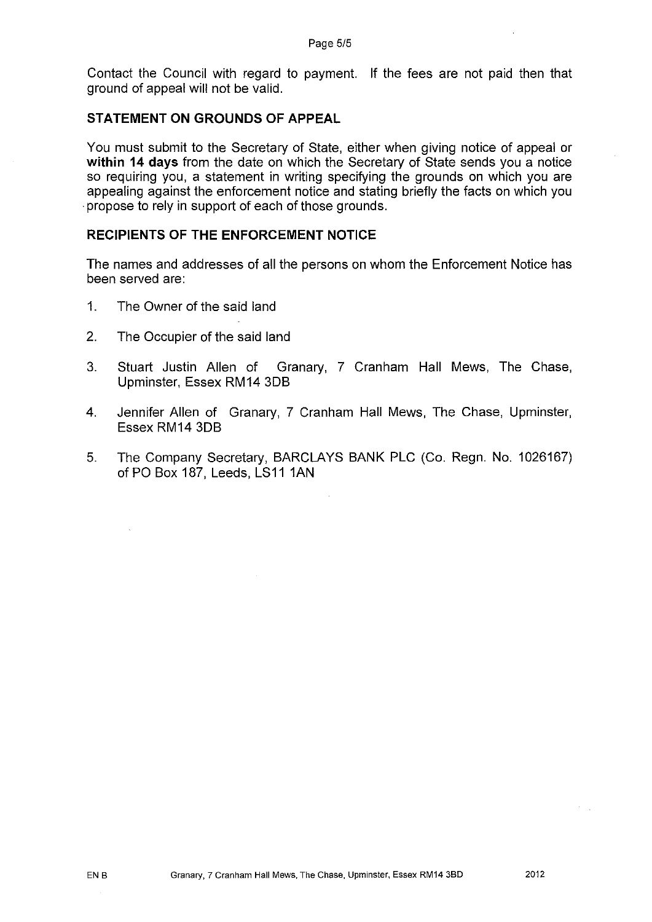Contact the Council with regard to payment. If the fees are not paid then that ground of appeal will not be valid.

## STATEMENT ON GROUNDS OF APPEAL

You must submit to the Secretary of State, either when giving notice of appeal or **within 14 days** from the date on which the Secretary of State sends you a notice so requiring you, a statement in writing specifying the grounds on which you are appealing against the enforcement notice and stating briefly the facts on which you propose to rely in support of each of those grounds.

## RECIPIENTS OF THE ENFORCEMENT NOTICE

The names and addresses of all the persons on whom the Enforcement Notice has been served are:

1. The Owner of the said land
2. The Occupier of the said land
3. Stuart Justin Allen of Granary, 7 Cranham Hall Mews, The Chase, Upminster, Essex RM14 3DB
4. Jennifer Allen of Granary, 7 Cranham Hall Mews, The Chase, Upminster, Essex RM14 3DB
5. The Company Secretary, BARCLAYS BANK PLC (Co. Regn. No. 1026167) of PO Box 187, Leeds, LS11 1AN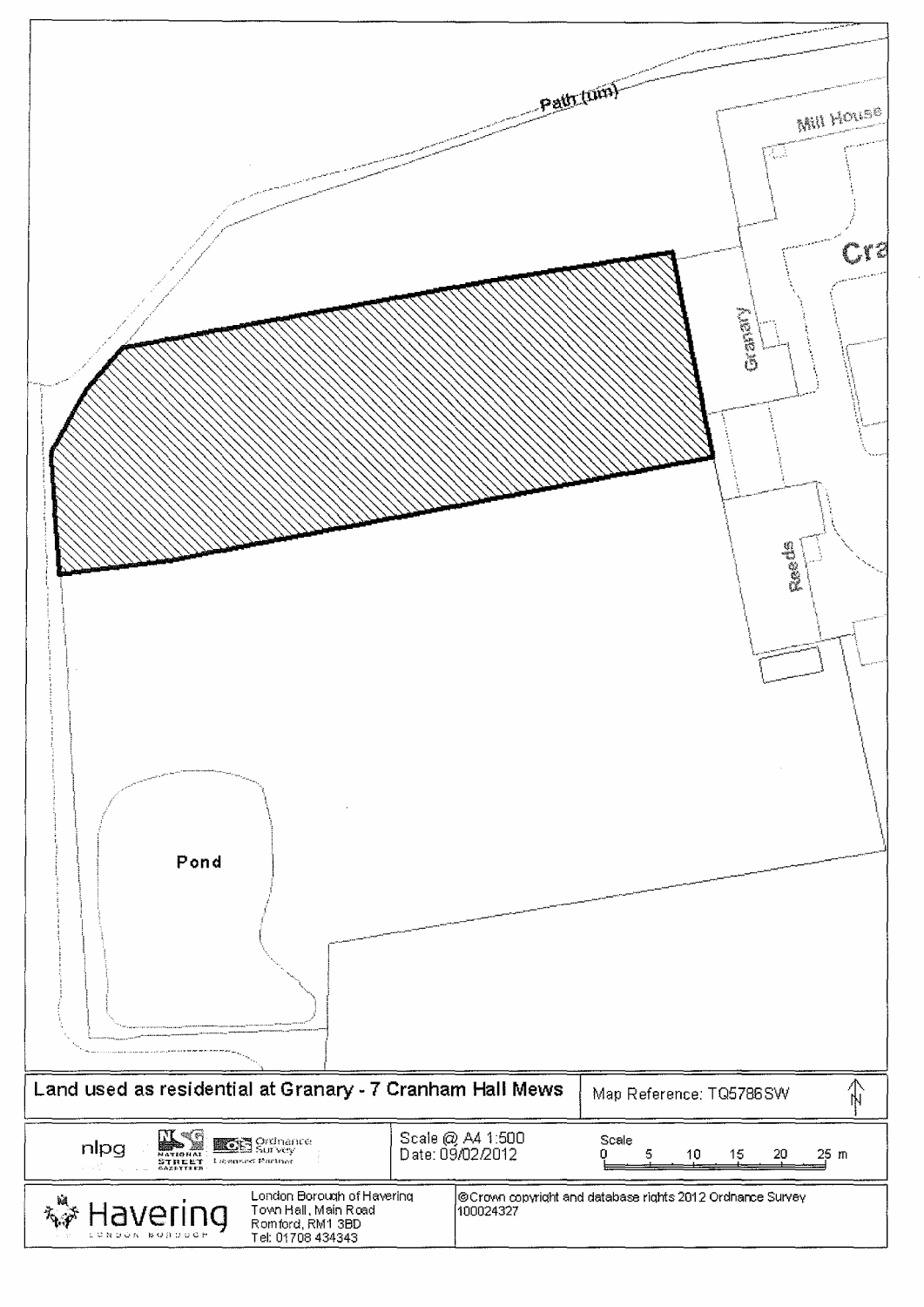Path (um)

Mill House

Cra

Granary

Reeds

Pond

| Land used as residential at Granary - 7 Cranham Hall Mews | Map Reference: TQ5786SW | N |
|---|---|---|

| nlpg | Scale @ A4 1:500<br>Date: 09/02/2012 | Scale<br>0 5 10 15 20 25 m |
|---|---|---|

| Havering<br>LONDON BOROUGH | London Borough of Havering<br>Town Hall, Main Road<br>Romford, RM1 3BD<br>Tel: 01708 434343 | ©Crown copyright and database rights 2012 Ordnance Survey 100024327 |
|---|---|---|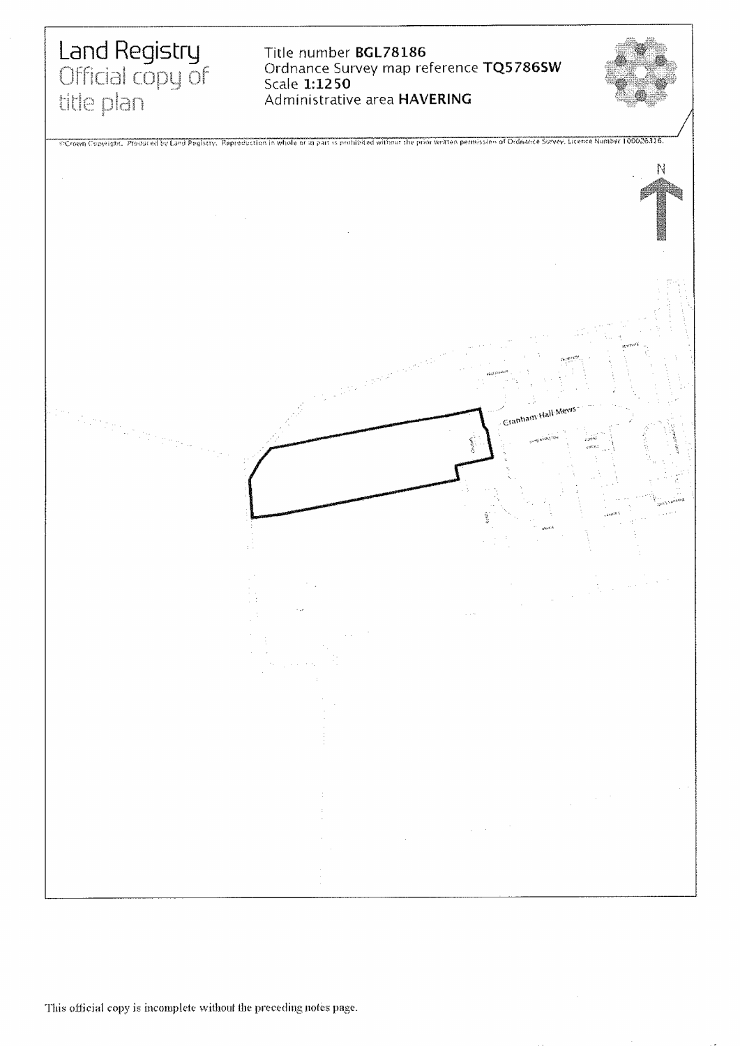# Land Registry
## Official copy of title plan

Title number **BGL78186**
Ordnance Survey map reference **TQ5786SW**
Scale **1:1250**
Administrative area **HAVERING**

©Crown Copyright. Produced by Land Registry. Reproduction in whole or in part is prohibited without the prior written permission of Ordnance Survey. Licence Number 100026316.

N

Cranham Hall Mews

This official copy is incomplete without the preceding notes page.